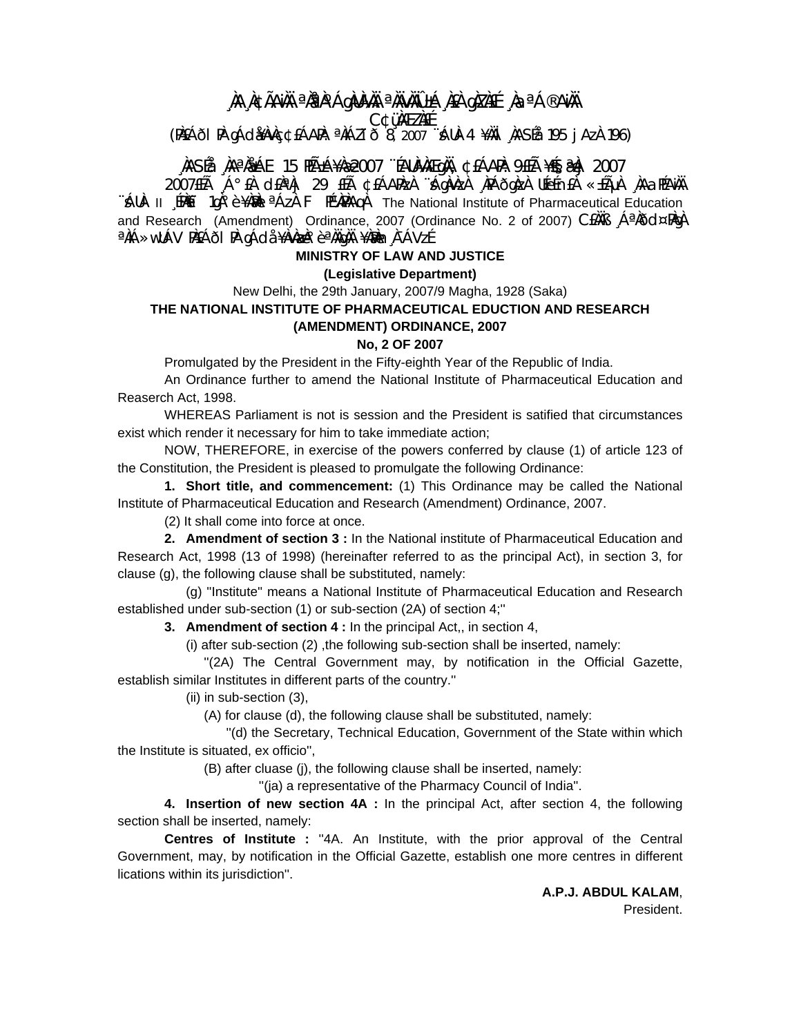¸ÀA¸À¢ÃAiÀÄ ªÀåªÀºÁgÀUÀ¼ÀÄ ªÀÄvÀÄÛ ±Á¸À£À gÀZÀ£É ¸ÀaªÁ®AiÀÄ

C¢ü¸ÀÆZÀ£É

(PÀ£ÁðlPÀ gÁdå¥ÀvÀæ ¢£ÁAPÀ: ªÀiÁZïð 8, 2007 ¨sÁUÀ-4 ¥ÀÄl ¸ÀASÉå 195 jAzÀ 196)

¸ÀASÉå ¸ÀAªÀå±ÁE 15 PÉñÁ¥Àæ 2007 ¨ÉAUÀ¼ÀÆgÀÄ, ¢£ÁAPÀ: 9£Éà ¥sɧæªÀj 2007

2007£Éà ¸Á°£À d£ÀªÀj 29 £Éà ¢£ÁAPÀzÀ ¨sÁgÀvÀzÀ ¸ÀPÁðgÀzÀ UÉeÉn£À «±ÉõÀ ¸ÀAaPÉAiÀÄ ¨sÁUÀ II ¸ÉPÀë£ï 1gÀ°è ¥ÀæPÀluÉAiÀiÁzÀ F PɼÀPÀAqÀ The National Institute of Pharmaceutical Education and Research (Amendment) Ordinance, 2007 (Ordinance No. 2 of 2007) C£ÀÄß ¸ÁªÀðd¤PÀgÀ ªÀiÁ»wUÁV PÀ£ÁðlPÀ gÁdå¥ÀvÀæzÀ°è ªÀÄgÀÄ ¥ÀæPÀn¸À¯ÁVzÉ

**MINISTRY OF LAW AND JUSTICE**

**(Legislative Department)**

New Delhi, the 29th January, 2007/9 Magha, 1928 (Saka)

**THE NATIONAL INSTITUTE OF PHARMACEUTICAL EDUCTION AND RESEARCH (AMENDMENT) ORDINANCE, 2007**

**No, 2 OF 2007**

Promulgated by the President in the Fifty-eighth Year of the Republic of India.

An Ordinance further to amend the National Institute of Pharmaceutical Education and Reaserch Act, 1998.

WHEREAS Parliament is not is session and the President is satified that circumstances exist which render it necessary for him to take immediate action;

NOW, THEREFORE, in exercise of the powers conferred by clause (1) of article 123 of the Constitution, the President is pleased to promulgate the following Ordinance:

**1. Short title, and commencement:** (1) This Ordinance may be called the National Institute of Pharmaceutical Education and Research (Amendment) Ordinance, 2007.

(2) It shall come into force at once.

**2. Amendment of section 3 :** In the National institute of Pharmaceutical Education and Research Act, 1998 (13 of 1998) (hereinafter referred to as the principal Act), in section 3, for clause (g), the following clause shall be substituted, namely:

(g) "Institute" means a National Institute of Pharmaceutical Education and Research established under sub-section (1) or sub-section (2A) of section 4;"

**3. Amendment of section 4 :** In the principal Act,, in section 4,

(i) after sub-section (2) ,the following sub-section shall be inserted, namely:

"(2A) The Central Government may, by notification in the Official Gazette, establish similar Institutes in different parts of the country."

(ii) in sub-section (3),

(A) for clause (d), the following clause shall be substituted, namely:

"(d) the Secretary, Technical Education, Government of the State within which the Institute is situated, ex officio",

(B) after cluase (j), the following clause shall be inserted, namely:

"(ja) a representative of the Pharmacy Council of India".

**4. Insertion of new section 4A :** In the principal Act, after section 4, the following section shall be inserted, namely:

**Centres of Institute :** "4A. An Institute, with the prior approval of the Central Government, may, by notification in the Official Gazette, establish one more centres in different lications within its jurisdiction".

**A.P.J. ABDUL KALAM**,
President.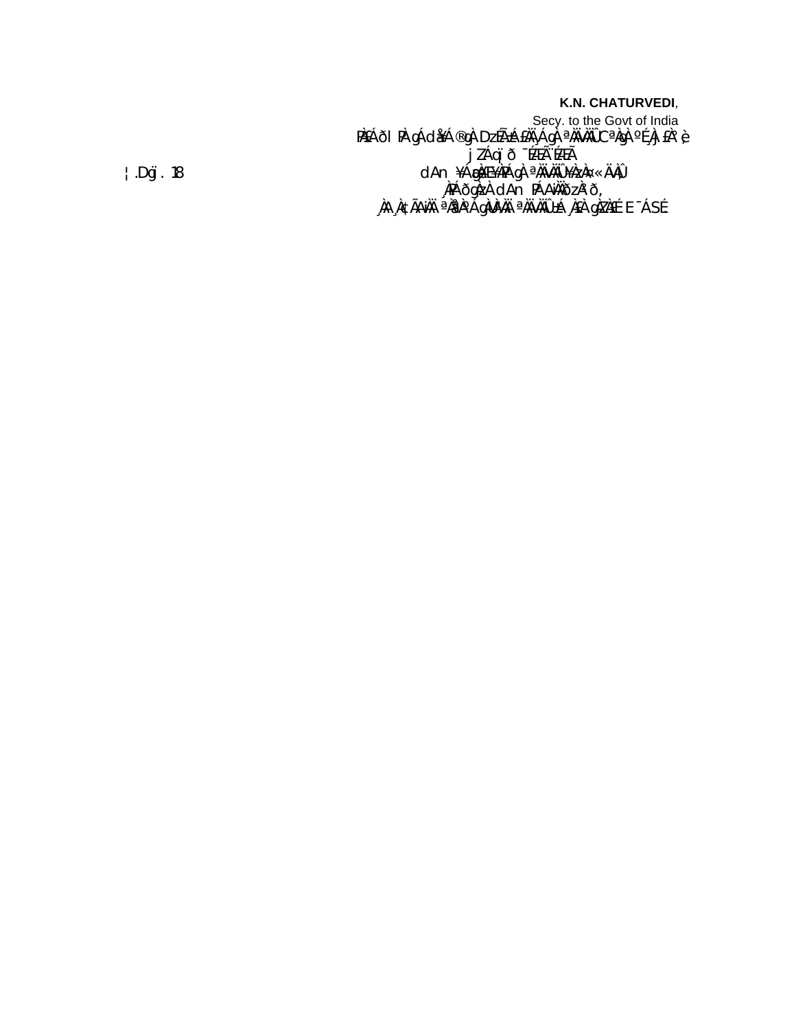**K.N. CHATURVEDI**,

Secy. to the Govt of India

PÀ£ÁðlPÀ gÁdå¥Á®gÀ DzÉñÁ£ÀÄ¸ÁgÀ ªÀÄvÀÄÛ CªÀgÀ ºÉ¸Àj£À°è

jZÁqïð ¯ÉÆÃ¨ÉÆÃ

¦.Dgï. 18

dAn PÀgÀqÀÄUÁgÀgÀÄ ªÀÄvÀÄÛ ¥ÀzÀ¤«ÄvÀ

¸ÀPÁðgÀzÀ dAn PÁAiÀÄðzÀ²ð,

¸ÀA¸À¢ÃAiÀÄ ªÀåªÀºÁgÀUÀ¼ÀÄ ªÀÄvÀÄÛ ±Á¸À£À gÀZÀ£É E¯ÁSÉ